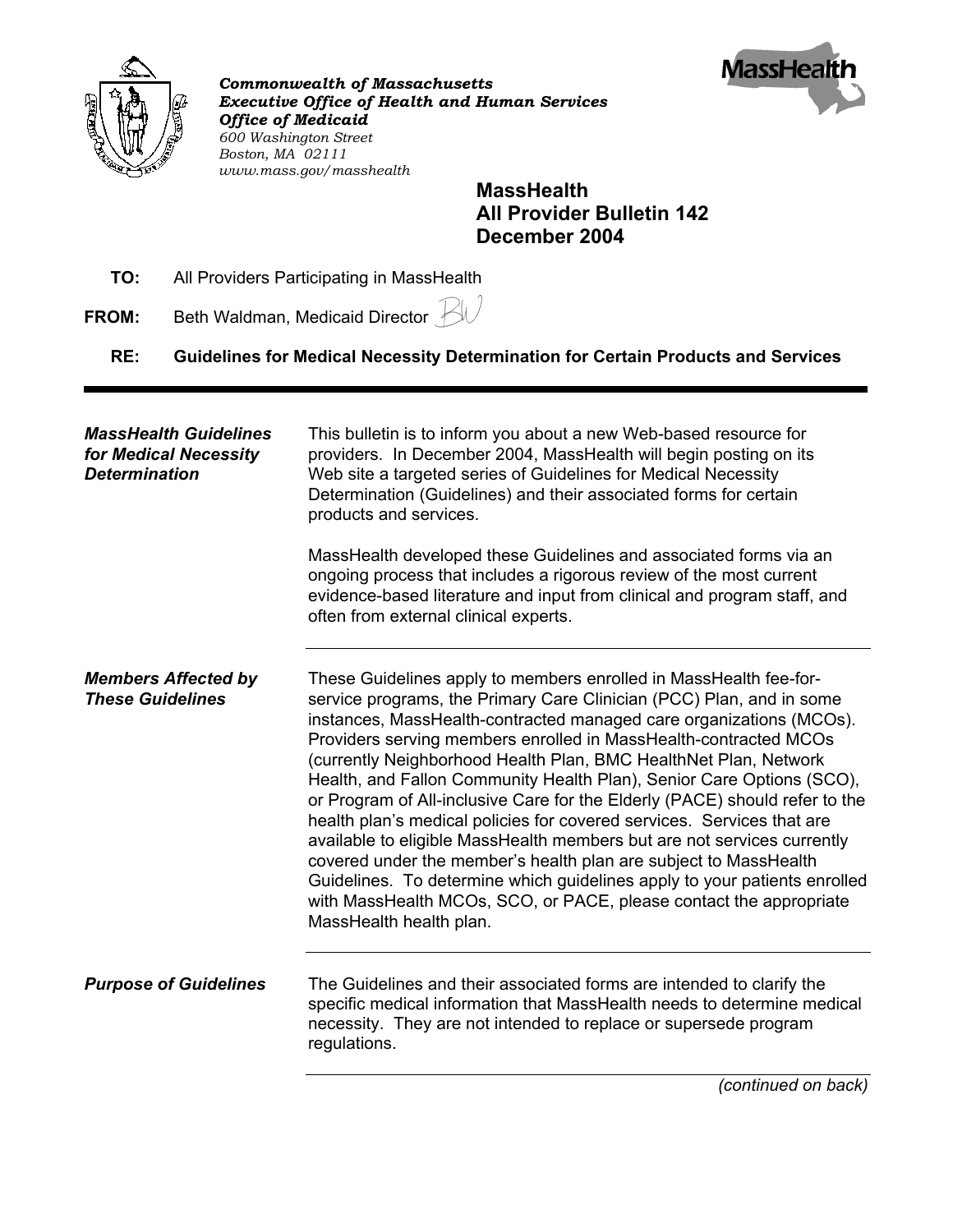*Commonwealth of Massachusetts*
***Executive Office of Health and Human Services***
***Office of Medicaid***
*600 Washington Street*
*Boston, MA 02111*
*www.mass.gov/masshealth*

**MassHealth**
**All Provider Bulletin 142**
**December 2004**

**TO:** All Providers Participating in MassHealth

**FROM:** Beth Waldman, Medicaid Director

**RE: Guidelines for Medical Necessity Determination for Certain Products and Services**

---

***MassHealth Guidelines for Medical Necessity Determination***

This bulletin is to inform you about a new Web-based resource for providers. In December 2004, MassHealth will begin posting on its Web site a targeted series of Guidelines for Medical Necessity Determination (Guidelines) and their associated forms for certain products and services.

MassHealth developed these Guidelines and associated forms via an ongoing process that includes a rigorous review of the most current evidence-based literature and input from clinical and program staff, and often from external clinical experts.

***Members Affected by These Guidelines***

These Guidelines apply to members enrolled in MassHealth fee-for-service programs, the Primary Care Clinician (PCC) Plan, and in some instances, MassHealth-contracted managed care organizations (MCOs). Providers serving members enrolled in MassHealth-contracted MCOs (currently Neighborhood Health Plan, BMC HealthNet Plan, Network Health, and Fallon Community Health Plan), Senior Care Options (SCO), or Program of All-inclusive Care for the Elderly (PACE) should refer to the health plan's medical policies for covered services. Services that are available to eligible MassHealth members but are not services currently covered under the member's health plan are subject to MassHealth Guidelines. To determine which guidelines apply to your patients enrolled with MassHealth MCOs, SCO, or PACE, please contact the appropriate MassHealth health plan.

***Purpose of Guidelines***

The Guidelines and their associated forms are intended to clarify the specific medical information that MassHealth needs to determine medical necessity. They are not intended to replace or supersede program regulations.

*(continued on back)*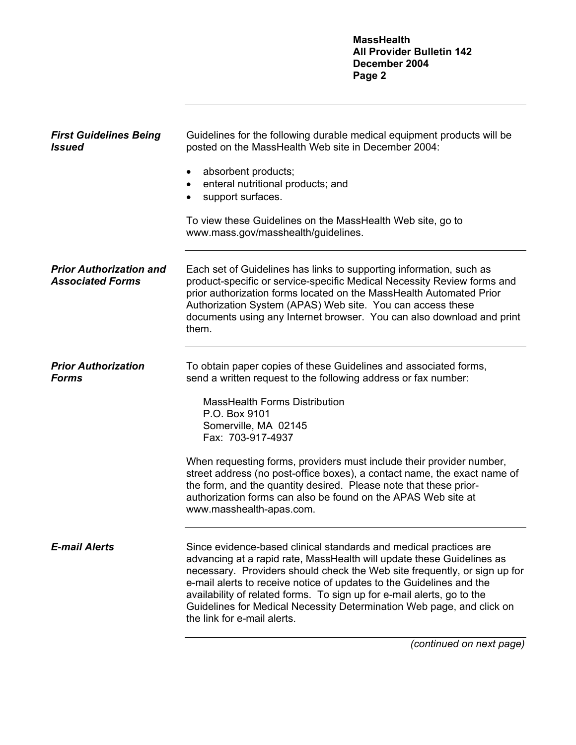### *First Guidelines Being Issued*

Guidelines for the following durable medical equipment products will be posted on the MassHealth Web site in December 2004:

- absorbent products;
- enteral nutritional products; and
- support surfaces.

To view these Guidelines on the MassHealth Web site, go to www.mass.gov/masshealth/guidelines.

### *Prior Authorization and Associated Forms*

Each set of Guidelines has links to supporting information, such as product-specific or service-specific Medical Necessity Review forms and prior authorization forms located on the MassHealth Automated Prior Authorization System (APAS) Web site. You can access these documents using any Internet browser. You can also download and print them.

### *Prior Authorization Forms*

To obtain paper copies of these Guidelines and associated forms, send a written request to the following address or fax number:

MassHealth Forms Distribution
P.O. Box 9101
Somerville, MA 02145
Fax: 703-917-4937

When requesting forms, providers must include their provider number, street address (no post-office boxes), a contact name, the exact name of the form, and the quantity desired. Please note that these prior-authorization forms can also be found on the APAS Web site at www.masshealth-apas.com.

### *E-mail Alerts*

Since evidence-based clinical standards and medical practices are advancing at a rapid rate, MassHealth will update these Guidelines as necessary. Providers should check the Web site frequently, or sign up for e-mail alerts to receive notice of updates to the Guidelines and the availability of related forms. To sign up for e-mail alerts, go to the Guidelines for Medical Necessity Determination Web page, and click on the link for e-mail alerts.

*(continued on next page)*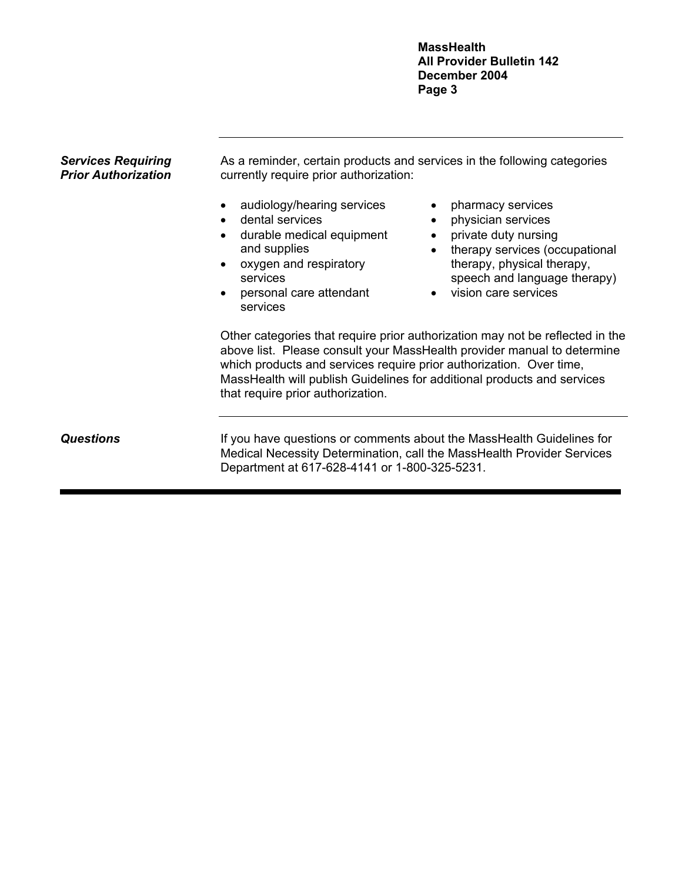### *Services Requiring Prior Authorization*

As a reminder, certain products and services in the following categories currently require prior authorization:

- audiology/hearing services
- dental services
- durable medical equipment and supplies
- oxygen and respiratory services
- personal care attendant services
- pharmacy services
- physician services
- private duty nursing
- therapy services (occupational therapy, physical therapy, speech and language therapy)
- vision care services

Other categories that require prior authorization may not be reflected in the above list. Please consult your MassHealth provider manual to determine which products and services require prior authorization. Over time, MassHealth will publish Guidelines for additional products and services that require prior authorization.

### *Questions*

If you have questions or comments about the MassHealth Guidelines for Medical Necessity Determination, call the MassHealth Provider Services Department at 617-628-4141 or 1-800-325-5231.